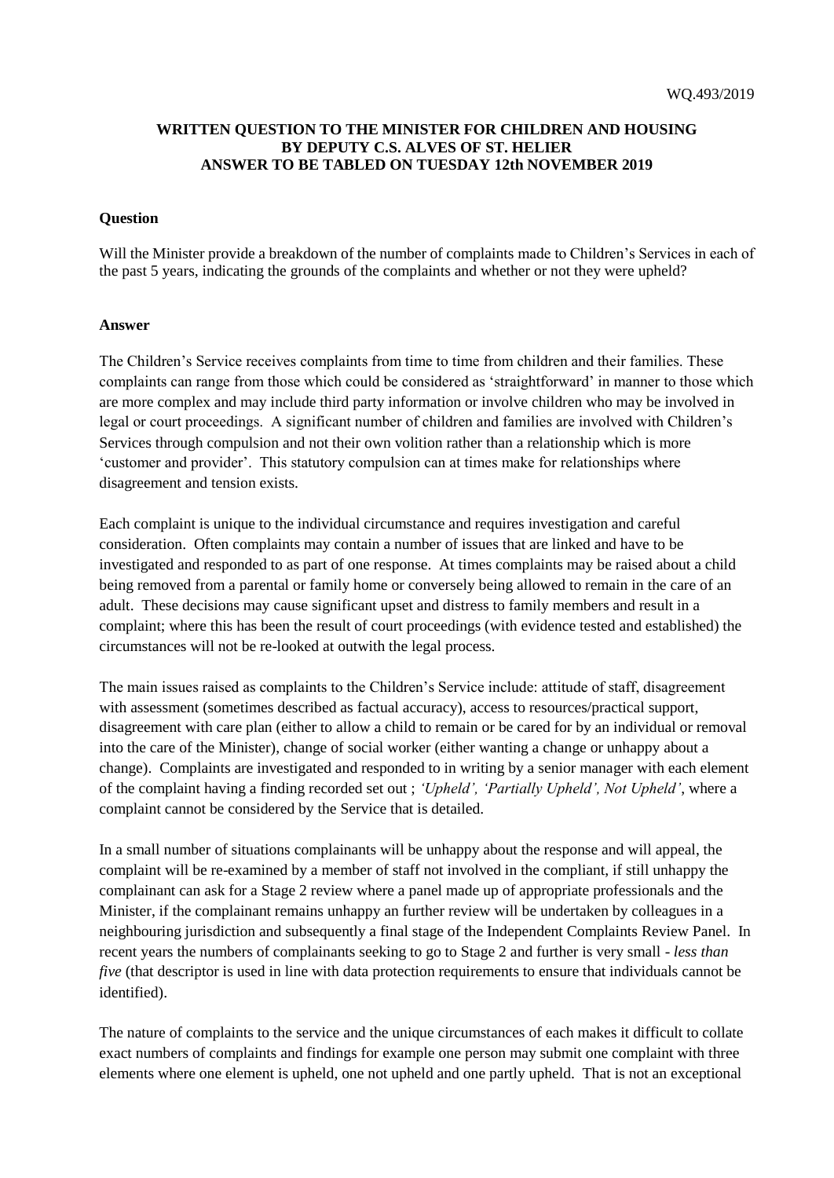WQ.493/2019

**WRITTEN QUESTION TO THE MINISTER FOR CHILDREN AND HOUSING BY DEPUTY C.S. ALVES OF ST. HELIER ANSWER TO BE TABLED ON TUESDAY 12th NOVEMBER 2019**

**Question**

Will the Minister provide a breakdown of the number of complaints made to Children's Services in each of the past 5 years, indicating the grounds of the complaints and whether or not they were upheld?

**Answer**

The Children's Service receives complaints from time to time from children and their families. These complaints can range from those which could be considered as 'straightforward' in manner to those which are more complex and may include third party information or involve children who may be involved in legal or court proceedings. A significant number of children and families are involved with Children's Services through compulsion and not their own volition rather than a relationship which is more 'customer and provider'. This statutory compulsion can at times make for relationships where disagreement and tension exists.

Each complaint is unique to the individual circumstance and requires investigation and careful consideration. Often complaints may contain a number of issues that are linked and have to be investigated and responded to as part of one response. At times complaints may be raised about a child being removed from a parental or family home or conversely being allowed to remain in the care of an adult. These decisions may cause significant upset and distress to family members and result in a complaint; where this has been the result of court proceedings (with evidence tested and established) the circumstances will not be re-looked at outwith the legal process.

The main issues raised as complaints to the Children's Service include: attitude of staff, disagreement with assessment (sometimes described as factual accuracy), access to resources/practical support, disagreement with care plan (either to allow a child to remain or be cared for by an individual or removal into the care of the Minister), change of social worker (either wanting a change or unhappy about a change). Complaints are investigated and responded to in writing by a senior manager with each element of the complaint having a finding recorded set out ; *'Upheld', 'Partially Upheld', Not Upheld'*, where a complaint cannot be considered by the Service that is detailed.

In a small number of situations complainants will be unhappy about the response and will appeal, the complaint will be re-examined by a member of staff not involved in the compliant, if still unhappy the complainant can ask for a Stage 2 review where a panel made up of appropriate professionals and the Minister, if the complainant remains unhappy an further review will be undertaken by colleagues in a neighbouring jurisdiction and subsequently a final stage of the Independent Complaints Review Panel. In recent years the numbers of complainants seeking to go to Stage 2 and further is very small - *less than five* (that descriptor is used in line with data protection requirements to ensure that individuals cannot be identified).

The nature of complaints to the service and the unique circumstances of each makes it difficult to collate exact numbers of complaints and findings for example one person may submit one complaint with three elements where one element is upheld, one not upheld and one partly upheld. That is not an exceptional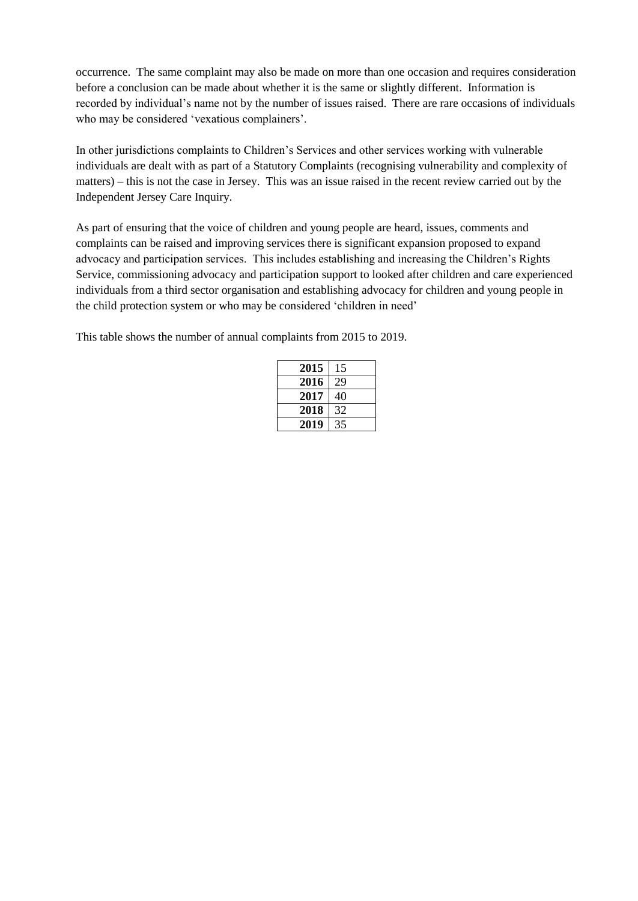occurrence. The same complaint may also be made on more than one occasion and requires consideration before a conclusion can be made about whether it is the same or slightly different. Information is recorded by individual's name not by the number of issues raised. There are rare occasions of individuals who may be considered 'vexatious complainers'.

In other jurisdictions complaints to Children's Services and other services working with vulnerable individuals are dealt with as part of a Statutory Complaints (recognising vulnerability and complexity of matters) – this is not the case in Jersey. This was an issue raised in the recent review carried out by the Independent Jersey Care Inquiry.

As part of ensuring that the voice of children and young people are heard, issues, comments and complaints can be raised and improving services there is significant expansion proposed to expand advocacy and participation services. This includes establishing and increasing the Children's Rights Service, commissioning advocacy and participation support to looked after children and care experienced individuals from a third sector organisation and establishing advocacy for children and young people in the child protection system or who may be considered 'children in need'

This table shows the number of annual complaints from 2015 to 2019.

| | |
|---|---|
| **2015** | 15 |
| **2016** | 29 |
| **2017** | 40 |
| **2018** | 32 |
| **2019** | 35 |